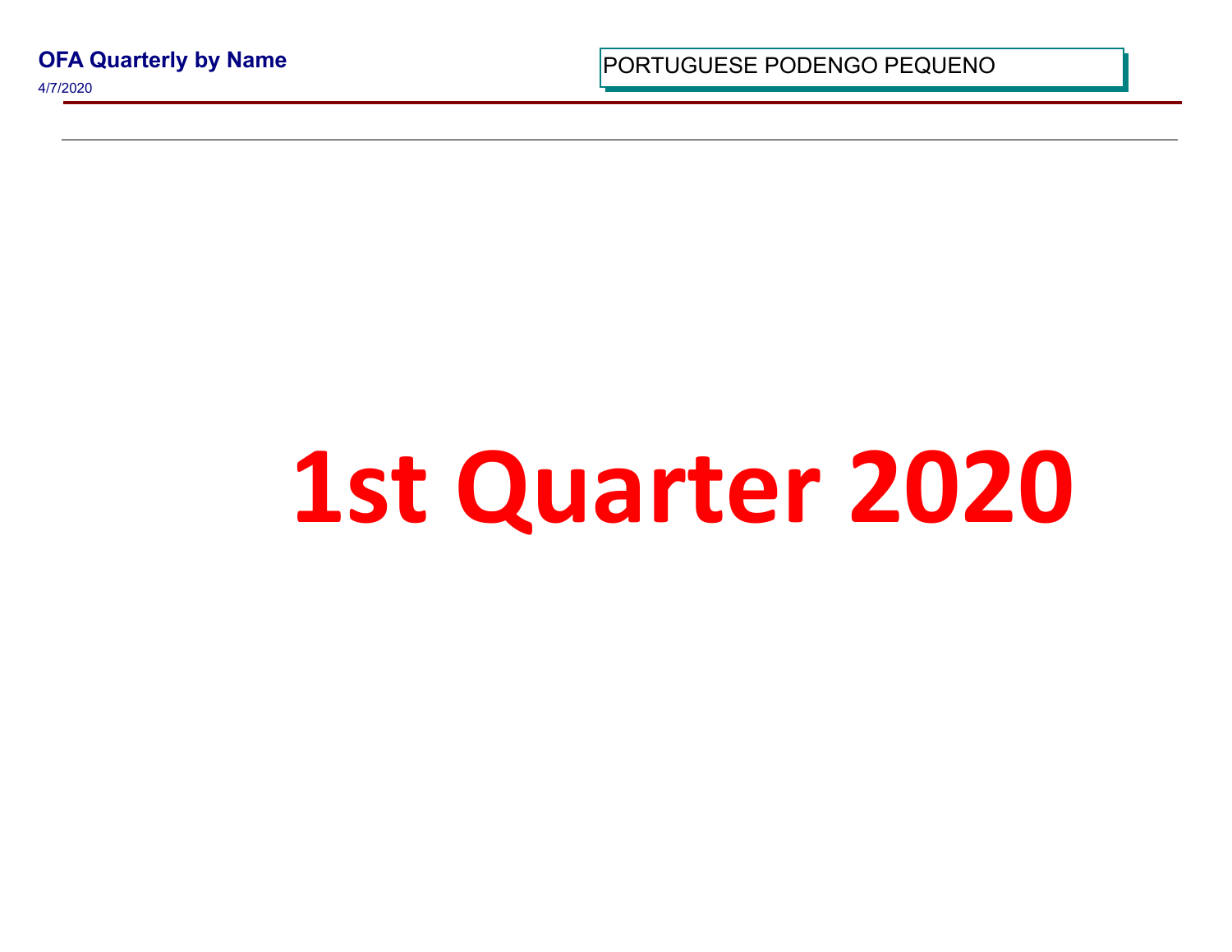**OFA Quarterly by Name**

4/7/2020

PORTUGUESE PODENGO PEQUENO

# 1st Quarter 2020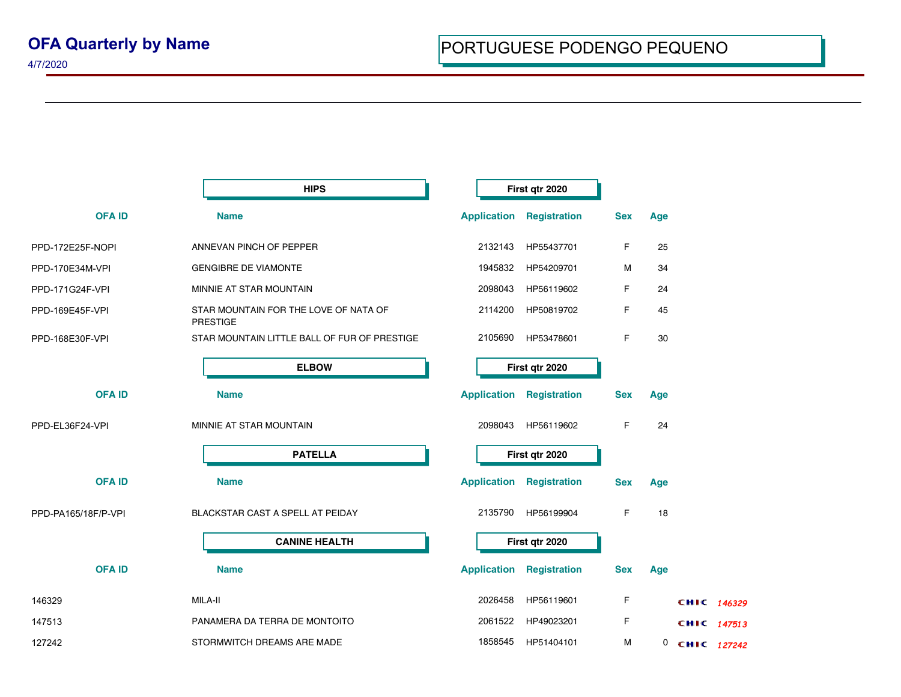# OFA Quarterly by Name

4/7/2020

## PORTUGUESE PODENGO PEQUENO

### HIPS — First qtr 2020

| OFA ID | Name | Application | Registration | Sex | Age |
|---|---|---|---|---|---|
| PPD-172E25F-NOPI | ANNEVAN PINCH OF PEPPER | 2132143 | HP55437701 | F | 25 |
| PPD-170E34M-VPI | GENGIBRE DE VIAMONTE | 1945832 | HP54209701 | M | 34 |
| PPD-171G24F-VPI | MINNIE AT STAR MOUNTAIN | 2098043 | HP56119602 | F | 24 |
| PPD-169E45F-VPI | STAR MOUNTAIN FOR THE LOVE OF NATA OF PRESTIGE | 2114200 | HP50819702 | F | 45 |
| PPD-168E30F-VPI | STAR MOUNTAIN LITTLE BALL OF FUR OF PRESTIGE | 2105690 | HP53478601 | F | 30 |

### ELBOW — First qtr 2020

| OFA ID | Name | Application | Registration | Sex | Age |
|---|---|---|---|---|---|
| PPD-EL36F24-VPI | MINNIE AT STAR MOUNTAIN | 2098043 | HP56119602 | F | 24 |

### PATELLA — First qtr 2020

| OFA ID | Name | Application | Registration | Sex | Age |
|---|---|---|---|---|---|
| PPD-PA165/18F/P-VPI | BLACKSTAR CAST A SPELL AT PEIDAY | 2135790 | HP56199904 | F | 18 |

### CANINE HEALTH — First qtr 2020

| OFA ID | Name | Application | Registration | Sex | Age | CHIC |
|---|---|---|---|---|---|---|
| 146329 | MILA-II | 2026458 | HP56119601 | F | | CHIC 146329 |
| 147513 | PANAMERA DA TERRA DE MONTOITO | 2061522 | HP49023201 | F | | CHIC 147513 |
| 127242 | STORMWITCH DREAMS ARE MADE | 1858545 | HP51404101 | M | 0 | CHIC 127242 |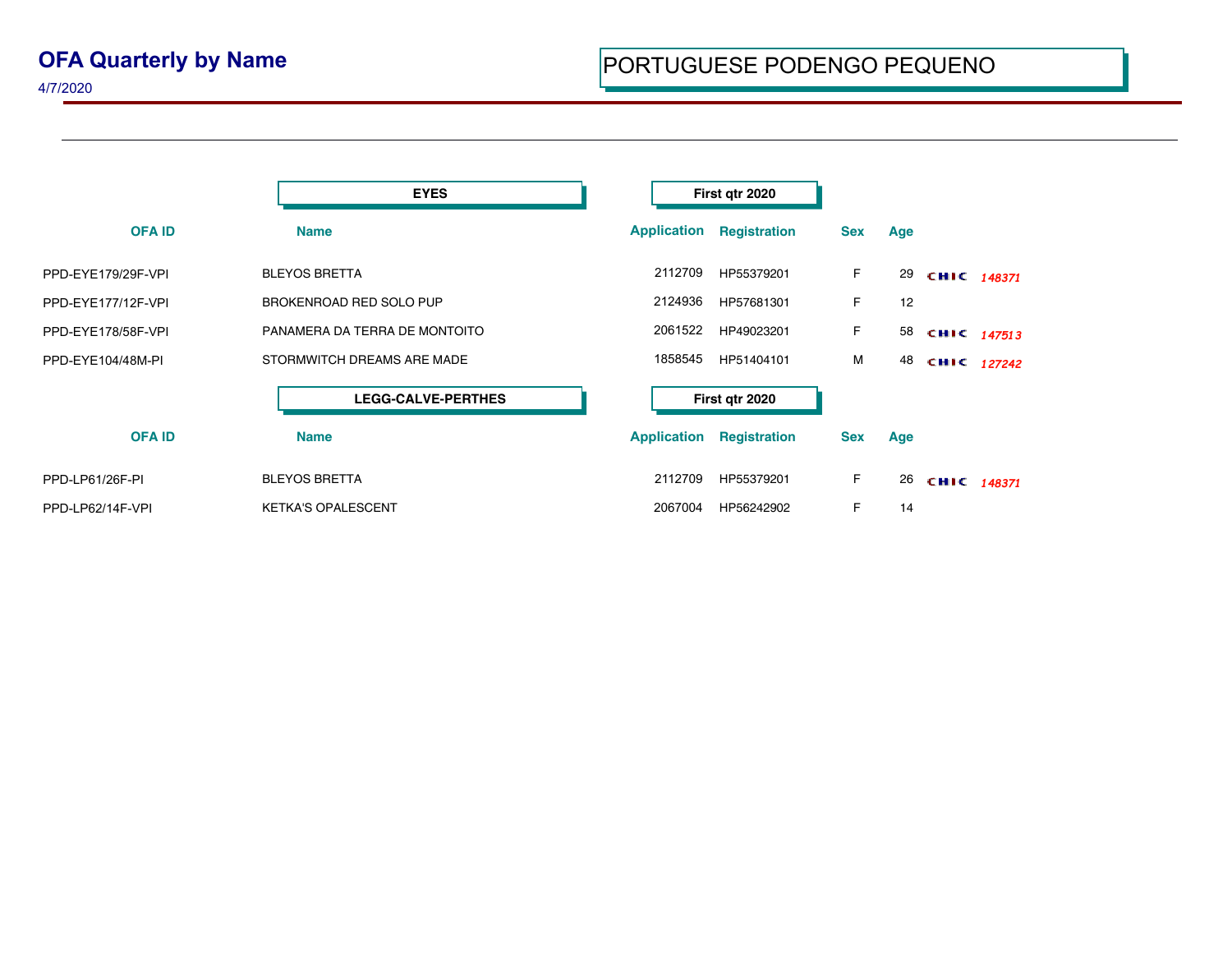# OFA Quarterly by Name

4/7/2020

## PORTUGUESE PODENGO PEQUENO

### EYES — First qtr 2020

| OFA ID | Name | Application | Registration | Sex | Age | | |
|---|---|---|---|---|---|---|---|
| PPD-EYE179/29F-VPI | BLEYOS BRETTA | 2112709 | HP55379201 | F | 29 | CHIC | *148371* |
| PPD-EYE177/12F-VPI | BROKENROAD RED SOLO PUP | 2124936 | HP57681301 | F | 12 | | |
| PPD-EYE178/58F-VPI | PANAMERA DA TERRA DE MONTOITO | 2061522 | HP49023201 | F | 58 | CHIC | *147513* |
| PPD-EYE104/48M-PI | STORMWITCH DREAMS ARE MADE | 1858545 | HP51404101 | M | 48 | CHIC | *127242* |

### LEGG-CALVE-PERTHES — First qtr 2020

| OFA ID | Name | Application | Registration | Sex | Age | | |
|---|---|---|---|---|---|---|---|
| PPD-LP61/26F-PI | BLEYOS BRETTA | 2112709 | HP55379201 | F | 26 | CHIC | *148371* |
| PPD-LP62/14F-VPI | KETKA'S OPALESCENT | 2067004 | HP56242902 | F | 14 | | |